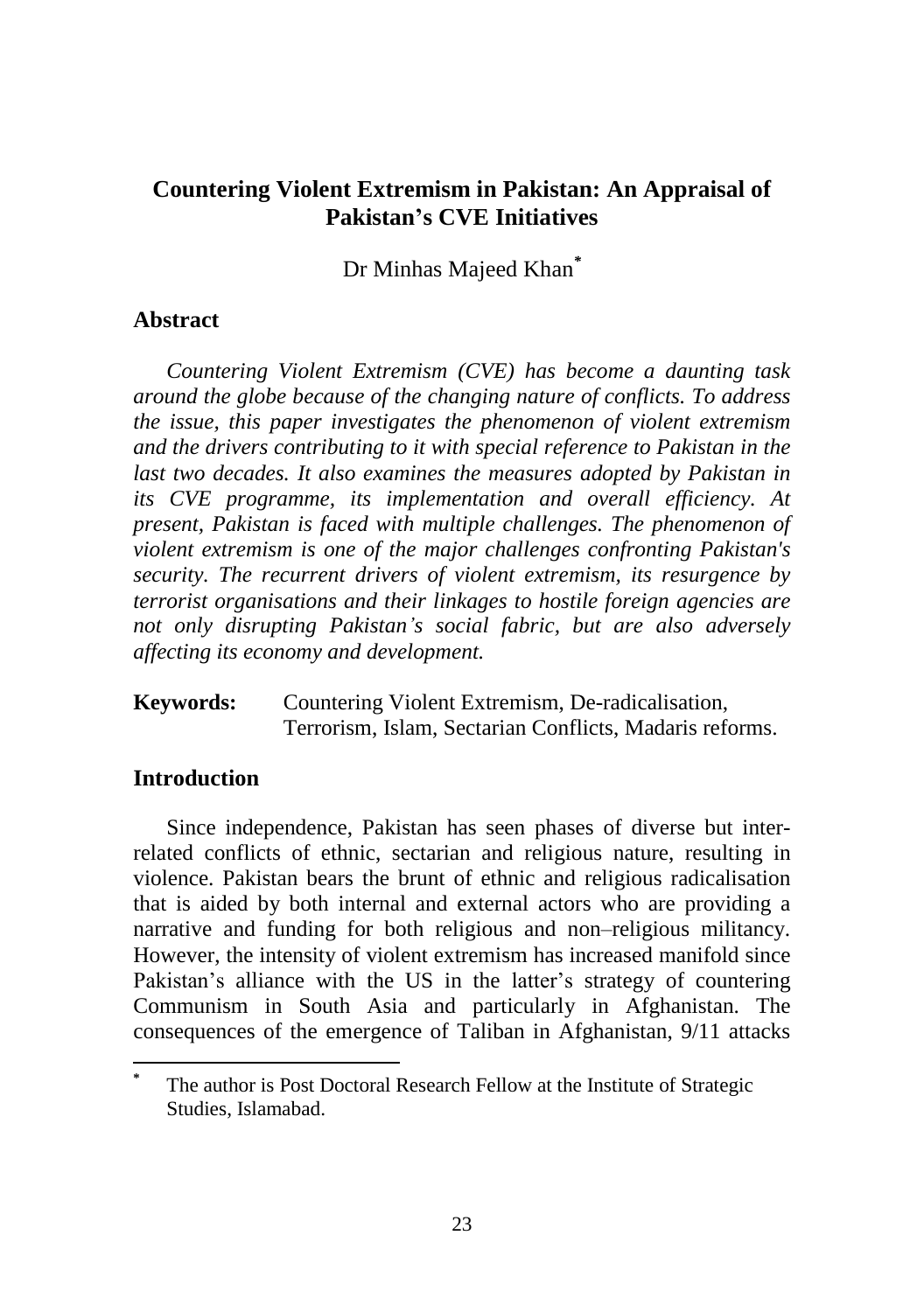# Countering Violent Extremism in Pakistan: An Appraisal of Pakistan's CVE Initiatives

Dr Minhas Majeed Khan[*]

## Abstract

*Countering Violent Extremism (CVE) has become a daunting task around the globe because of the changing nature of conflicts. To address the issue, this paper investigates the phenomenon of violent extremism and the drivers contributing to it with special reference to Pakistan in the last two decades. It also examines the measures adopted by Pakistan in its CVE programme, its implementation and overall efficiency. At present, Pakistan is faced with multiple challenges. The phenomenon of violent extremism is one of the major challenges confronting Pakistan's security. The recurrent drivers of violent extremism, its resurgence by terrorist organisations and their linkages to hostile foreign agencies are not only disrupting Pakistan's social fabric, but are also adversely affecting its economy and development.*

**Keywords:** Countering Violent Extremism, De-radicalisation, Terrorism, Islam, Sectarian Conflicts, Madaris reforms.

## Introduction

Since independence, Pakistan has seen phases of diverse but inter-related conflicts of ethnic, sectarian and religious nature, resulting in violence. Pakistan bears the brunt of ethnic and religious radicalisation that is aided by both internal and external actors who are providing a narrative and funding for both religious and non–religious militancy. However, the intensity of violent extremism has increased manifold since Pakistan's alliance with the US in the latter's strategy of countering Communism in South Asia and particularly in Afghanistan. The consequences of the emergence of Taliban in Afghanistan, 9/11 attacks

---

[*] The author is Post Doctoral Research Fellow at the Institute of Strategic Studies, Islamabad.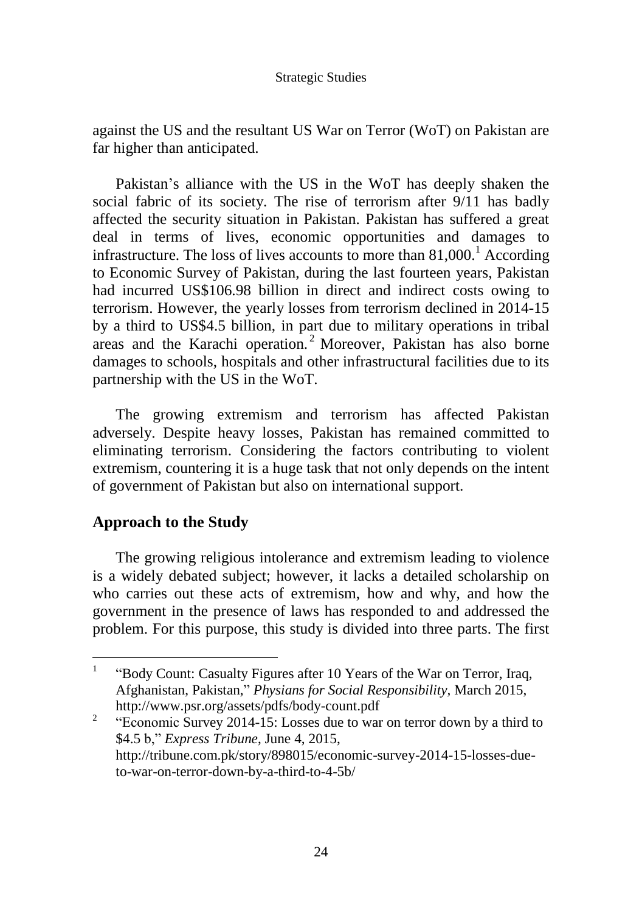against the US and the resultant US War on Terror (WoT) on Pakistan are far higher than anticipated.

Pakistan's alliance with the US in the WoT has deeply shaken the social fabric of its society. The rise of terrorism after 9/11 has badly affected the security situation in Pakistan. Pakistan has suffered a great deal in terms of lives, economic opportunities and damages to infrastructure. The loss of lives accounts to more than 81,000.[1] According to Economic Survey of Pakistan, during the last fourteen years, Pakistan had incurred US$106.98 billion in direct and indirect costs owing to terrorism. However, the yearly losses from terrorism declined in 2014-15 by a third to US$4.5 billion, in part due to military operations in tribal areas and the Karachi operation.[2] Moreover, Pakistan has also borne damages to schools, hospitals and other infrastructural facilities due to its partnership with the US in the WoT.

The growing extremism and terrorism has affected Pakistan adversely. Despite heavy losses, Pakistan has remained committed to eliminating terrorism. Considering the factors contributing to violent extremism, countering it is a huge task that not only depends on the intent of government of Pakistan but also on international support.

## Approach to the Study

The growing religious intolerance and extremism leading to violence is a widely debated subject; however, it lacks a detailed scholarship on who carries out these acts of extremism, how and why, and how the government in the presence of laws has responded to and addressed the problem. For this purpose, this study is divided into three parts. The first

---

1. "Body Count: Casualty Figures after 10 Years of the War on Terror, Iraq, Afghanistan, Pakistan," *Physians for Social Responsibility*, March 2015, http://www.psr.org/assets/pdfs/body-count.pdf

2. "Economic Survey 2014-15: Losses due to war on terror down by a third to $4.5 b," *Express Tribune*, June 4, 2015, http://tribune.com.pk/story/898015/economic-survey-2014-15-losses-due-to-war-on-terror-down-by-a-third-to-4-5b/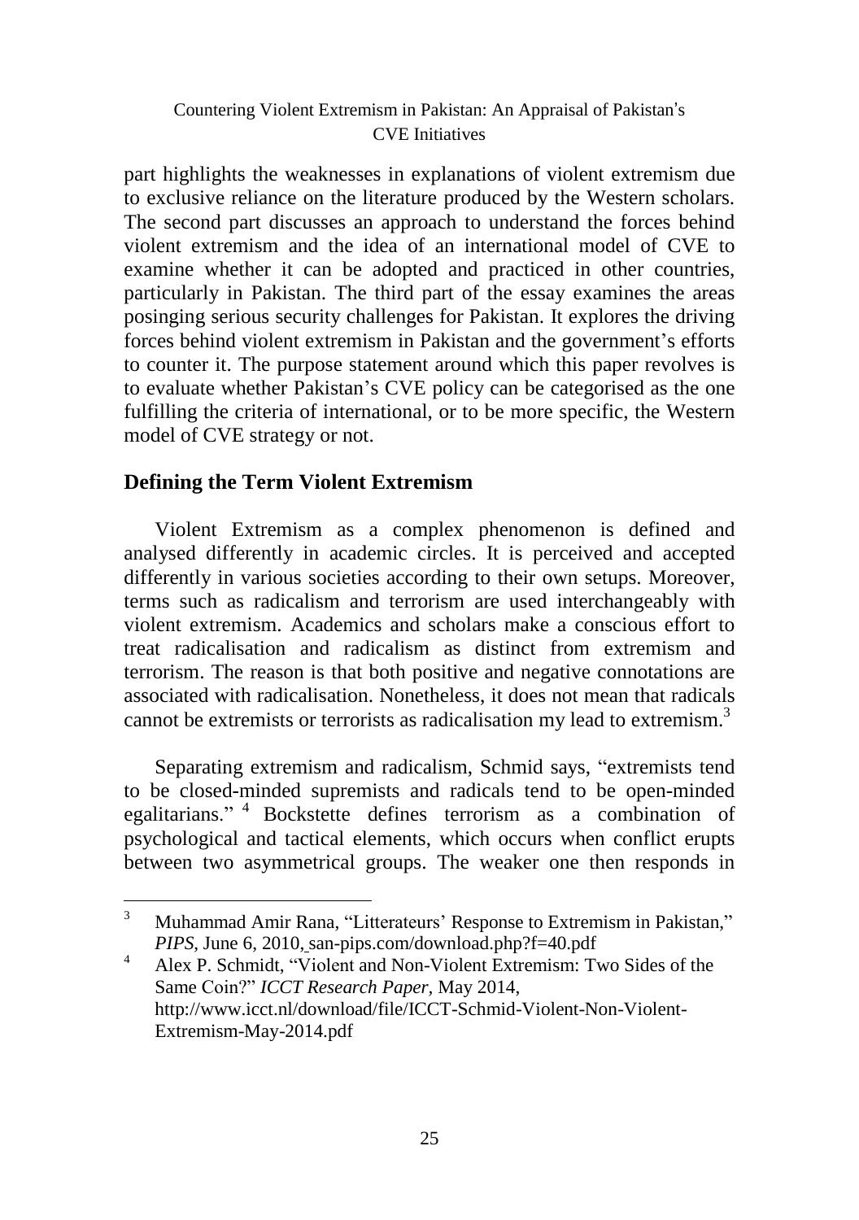part highlights the weaknesses in explanations of violent extremism due to exclusive reliance on the literature produced by the Western scholars. The second part discusses an approach to understand the forces behind violent extremism and the idea of an international model of CVE to examine whether it can be adopted and practiced in other countries, particularly in Pakistan. The third part of the essay examines the areas posinging serious security challenges for Pakistan. It explores the driving forces behind violent extremism in Pakistan and the government's efforts to counter it. The purpose statement around which this paper revolves is to evaluate whether Pakistan's CVE policy can be categorised as the one fulfilling the criteria of international, or to be more specific, the Western model of CVE strategy or not.

## Defining the Term Violent Extremism

Violent Extremism as a complex phenomenon is defined and analysed differently in academic circles. It is perceived and accepted differently in various societies according to their own setups. Moreover, terms such as radicalism and terrorism are used interchangeably with violent extremism. Academics and scholars make a conscious effort to treat radicalisation and radicalism as distinct from extremism and terrorism. The reason is that both positive and negative connotations are associated with radicalisation. Nonetheless, it does not mean that radicals cannot be extremists or terrorists as radicalisation my lead to extremism.[3]

Separating extremism and radicalism, Schmid says, "extremists tend to be closed-minded supremists and radicals tend to be open-minded egalitarians."[4] Bockstette defines terrorism as a combination of psychological and tactical elements, which occurs when conflict erupts between two asymmetrical groups. The weaker one then responds in

---

[3] Muhammad Amir Rana, "Litterateurs' Response to Extremism in Pakistan," *PIPS*, June 6, 2010, san-pips.com/download.php?f=40.pdf

[4] Alex P. Schmidt, "Violent and Non-Violent Extremism: Two Sides of the Same Coin?" *ICCT Research Paper*, May 2014, http://www.icct.nl/download/file/ICCT-Schmid-Violent-Non-Violent-Extremism-May-2014.pdf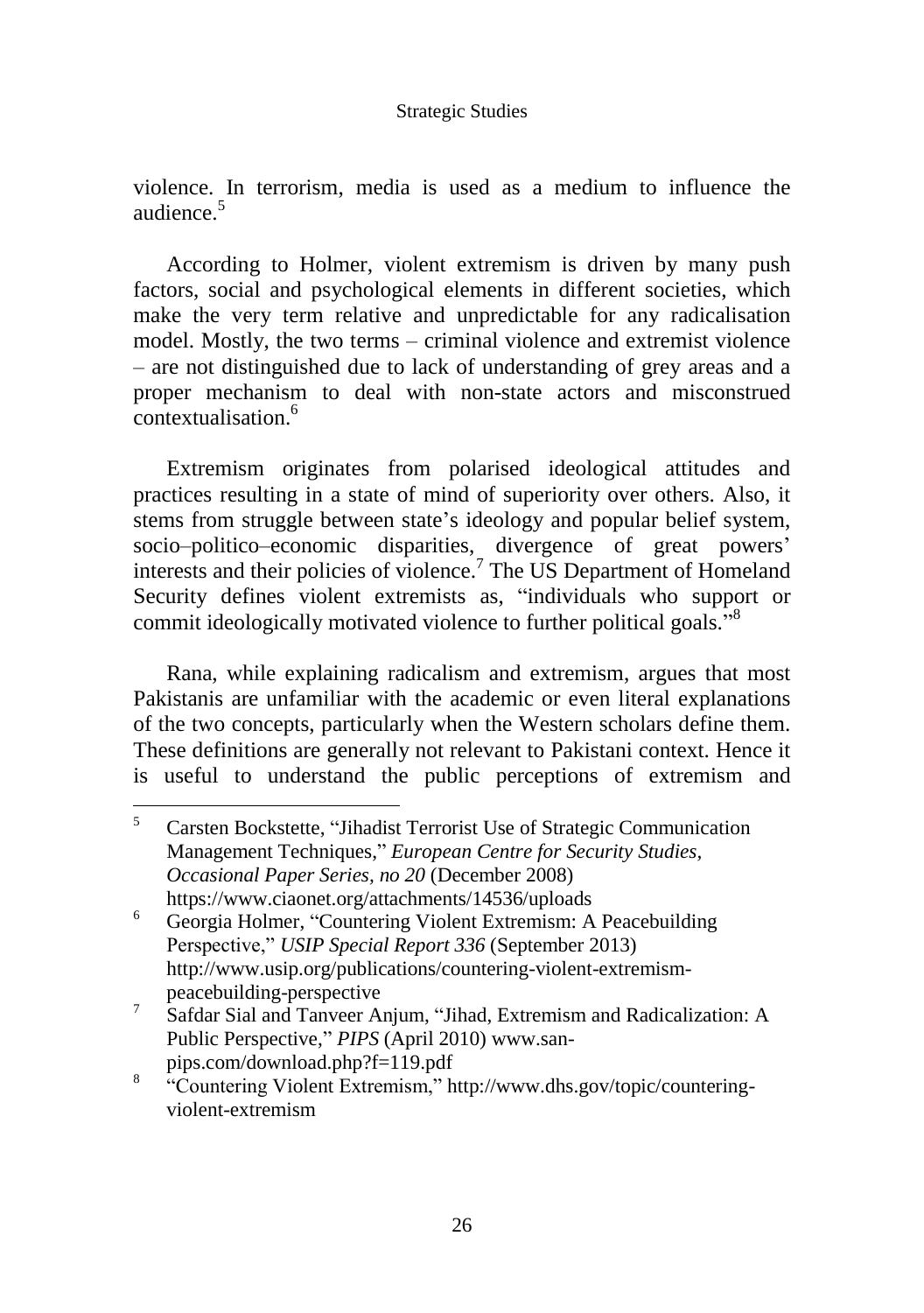violence. In terrorism, media is used as a medium to influence the audience.[5]

According to Holmer, violent extremism is driven by many push factors, social and psychological elements in different societies, which make the very term relative and unpredictable for any radicalisation model. Mostly, the two terms – criminal violence and extremist violence – are not distinguished due to lack of understanding of grey areas and a proper mechanism to deal with non-state actors and misconstrued contextualisation.[6]

Extremism originates from polarised ideological attitudes and practices resulting in a state of mind of superiority over others. Also, it stems from struggle between state's ideology and popular belief system, socio–politico–economic disparities, divergence of great powers' interests and their policies of violence.[7] The US Department of Homeland Security defines violent extremists as, "individuals who support or commit ideologically motivated violence to further political goals."[8]

Rana, while explaining radicalism and extremism, argues that most Pakistanis are unfamiliar with the academic or even literal explanations of the two concepts, particularly when the Western scholars define them. These definitions are generally not relevant to Pakistani context. Hence it is useful to understand the public perceptions of extremism and

---

[5] Carsten Bockstette, "Jihadist Terrorist Use of Strategic Communication Management Techniques," *European Centre for Security Studies, Occasional Paper Series, no 20* (December 2008) https://www.ciaonet.org/attachments/14536/uploads

[6] Georgia Holmer, "Countering Violent Extremism: A Peacebuilding Perspective," *USIP Special Report 336* (September 2013) http://www.usip.org/publications/countering-violent-extremism-peacebuilding-perspective

[7] Safdar Sial and Tanveer Anjum, "Jihad, Extremism and Radicalization: A Public Perspective," *PIPS* (April 2010) www.san-pips.com/download.php?f=119.pdf

[8] "Countering Violent Extremism," http://www.dhs.gov/topic/countering-violent-extremism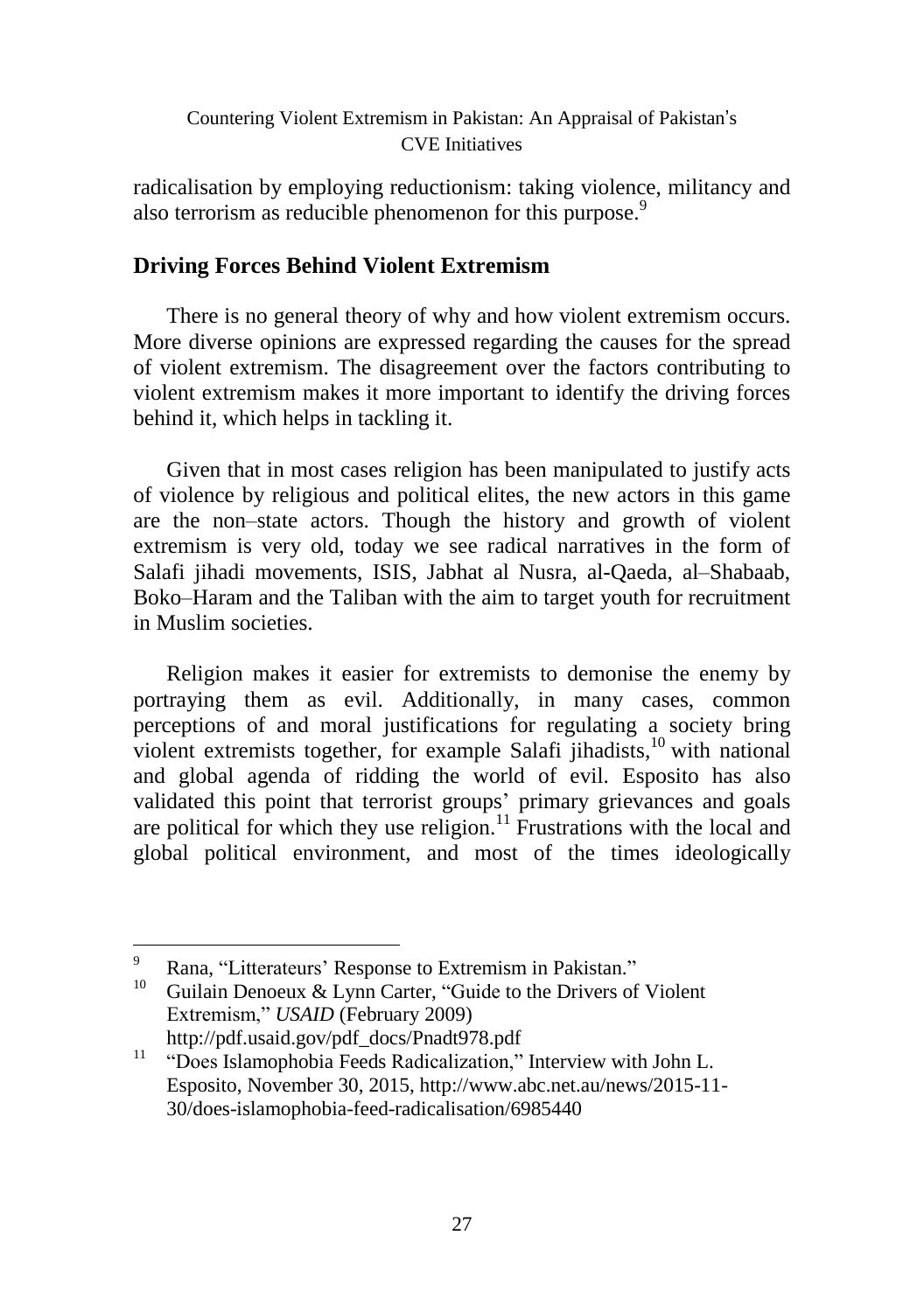radicalisation by employing reductionism: taking violence, militancy and also terrorism as reducible phenomenon for this purpose.[9]

## Driving Forces Behind Violent Extremism

There is no general theory of why and how violent extremism occurs. More diverse opinions are expressed regarding the causes for the spread of violent extremism. The disagreement over the factors contributing to violent extremism makes it more important to identify the driving forces behind it, which helps in tackling it.

Given that in most cases religion has been manipulated to justify acts of violence by religious and political elites, the new actors in this game are the non–state actors. Though the history and growth of violent extremism is very old, today we see radical narratives in the form of Salafi jihadi movements, ISIS, Jabhat al Nusra, al-Qaeda, al–Shabaab, Boko–Haram and the Taliban with the aim to target youth for recruitment in Muslim societies.

Religion makes it easier for extremists to demonise the enemy by portraying them as evil. Additionally, in many cases, common perceptions of and moral justifications for regulating a society bring violent extremists together, for example Salafi jihadists,[10] with national and global agenda of ridding the world of evil. Esposito has also validated this point that terrorist groups' primary grievances and goals are political for which they use religion.[11] Frustrations with the local and global political environment, and most of the times ideologically

---

[9] Rana, "Litterateurs' Response to Extremism in Pakistan."

[10] Guilain Denoeux & Lynn Carter, "Guide to the Drivers of Violent Extremism," *USAID* (February 2009) http://pdf.usaid.gov/pdf_docs/Pnadt978.pdf

[11] "Does Islamophobia Feeds Radicalization," Interview with John L. Esposito, November 30, 2015, http://www.abc.net.au/news/2015-11-30/does-islamophobia-feed-radicalisation/6985440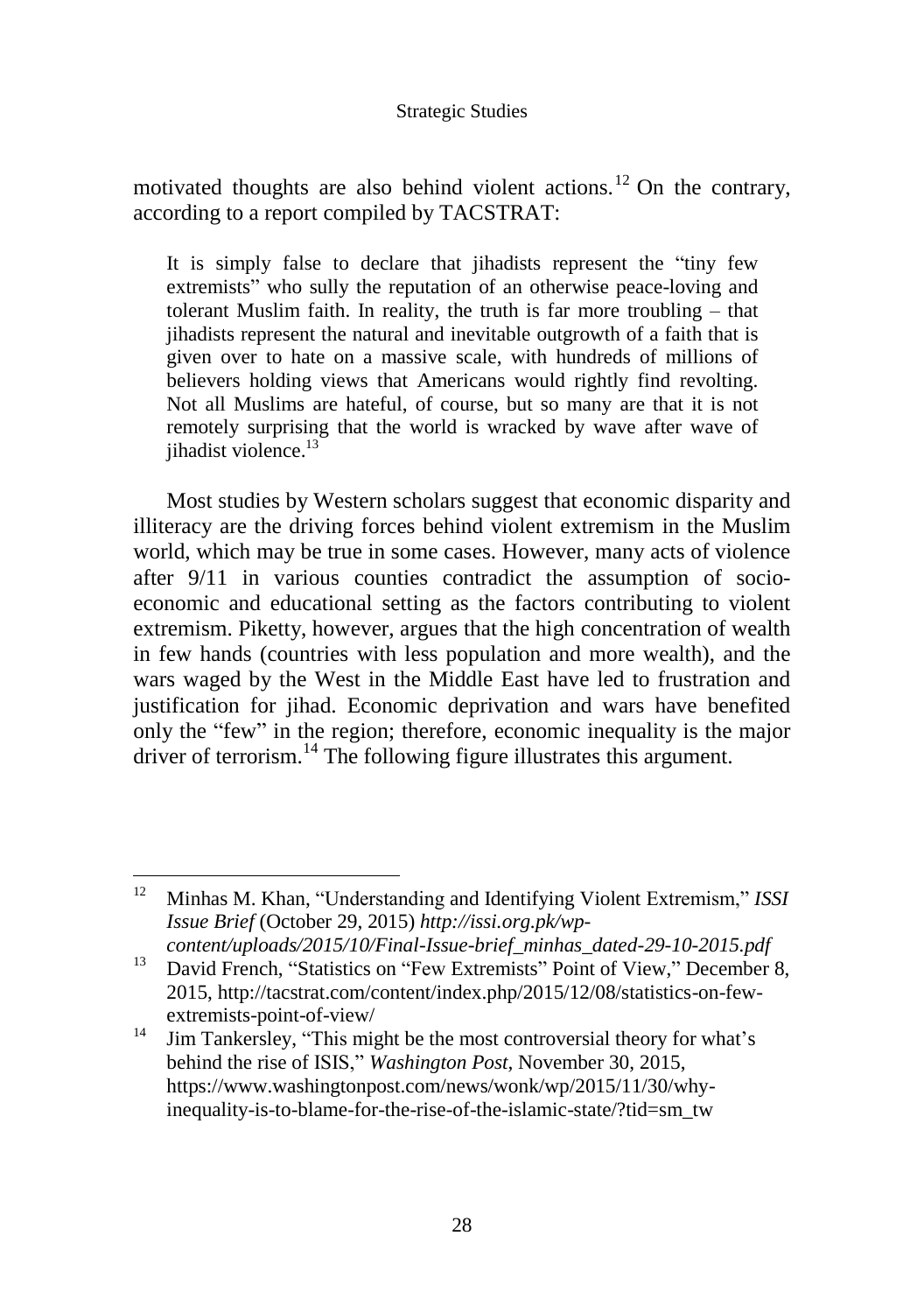motivated thoughts are also behind violent actions.[12] On the contrary, according to a report compiled by TACSTRAT:

> It is simply false to declare that jihadists represent the "tiny few extremists" who sully the reputation of an otherwise peace-loving and tolerant Muslim faith. In reality, the truth is far more troubling – that jihadists represent the natural and inevitable outgrowth of a faith that is given over to hate on a massive scale, with hundreds of millions of believers holding views that Americans would rightly find revolting. Not all Muslims are hateful, of course, but so many are that it is not remotely surprising that the world is wracked by wave after wave of jihadist violence.[13]

Most studies by Western scholars suggest that economic disparity and illiteracy are the driving forces behind violent extremism in the Muslim world, which may be true in some cases. However, many acts of violence after 9/11 in various counties contradict the assumption of socio-economic and educational setting as the factors contributing to violent extremism. Piketty, however, argues that the high concentration of wealth in few hands (countries with less population and more wealth), and the wars waged by the West in the Middle East have led to frustration and justification for jihad. Economic deprivation and wars have benefited only the "few" in the region; therefore, economic inequality is the major driver of terrorism.[14] The following figure illustrates this argument.

---

[12] Minhas M. Khan, "Understanding and Identifying Violent Extremism," *ISSI Issue Brief* (October 29, 2015) *http://issi.org.pk/wp-content/uploads/2015/10/Final-Issue-brief_minhas_dated-29-10-2015.pdf*

[13] David French, "Statistics on "Few Extremists" Point of View," December 8, 2015, http://tacstrat.com/content/index.php/2015/12/08/statistics-on-few-extremists-point-of-view/

[14] Jim Tankersley, "This might be the most controversial theory for what's behind the rise of ISIS," *Washington Post*, November 30, 2015, https://www.washingtonpost.com/news/wonk/wp/2015/11/30/why-inequality-is-to-blame-for-the-rise-of-the-islamic-state/?tid=sm_tw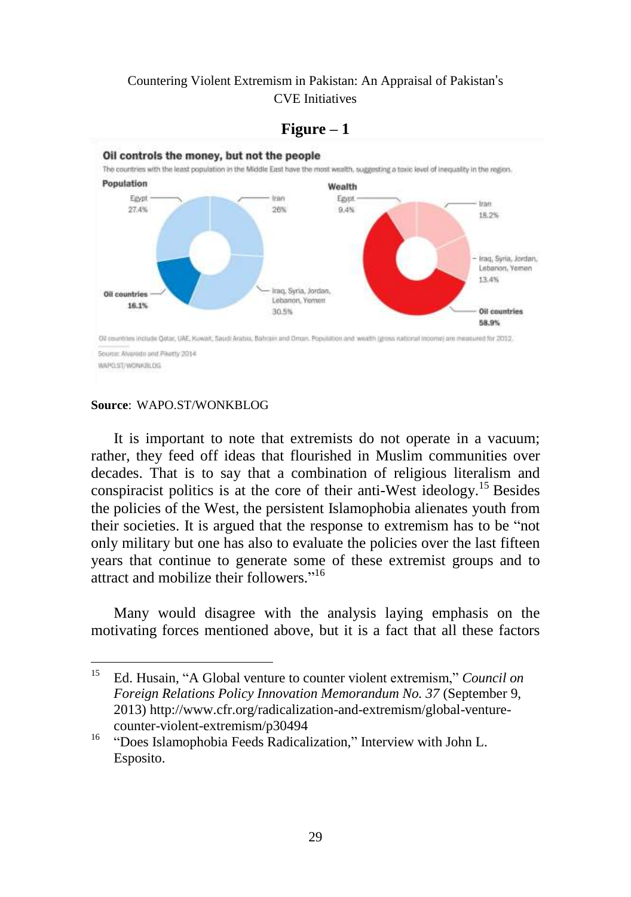**Figure – 1**

**Oil controls the money, but not the people**

The countries with the least population in the Middle East have the most wealth, suggesting a toxic level of inequality in the region.

| Population | | Wealth | |
|---|---|---|---|
| Egypt | 27.4% | Egypt | 9.4% |
| Iran | 26% | Iran | 18.2% |
| Iraq, Syria, Jordan, Lebanon, Yemen | 30.5% | Iraq, Syria, Jordan, Lebanon, Yemen | 13.4% |
| Oil countries | 16.1% | Oil countries | 58.9% |

Oil countries include Qatar, UAE, Kuwait, Saudi Arabia, Bahrain and Oman. Population and wealth (gross national income) are measured for 2012.

Source: Alvaredo and Piketty 2014

WAPO.ST/WONKBLOG

**Source**: WAPO.ST/WONKBLOG

It is important to note that extremists do not operate in a vacuum; rather, they feed off ideas that flourished in Muslim communities over decades. That is to say that a combination of religious literalism and conspiracist politics is at the core of their anti-West ideology.[15] Besides the policies of the West, the persistent Islamophobia alienates youth from their societies. It is argued that the response to extremism has to be "not only military but one has also to evaluate the policies over the last fifteen years that continue to generate some of these extremist groups and to attract and mobilize their followers."[16]

Many would disagree with the analysis laying emphasis on the motivating forces mentioned above, but it is a fact that all these factors

---

[15] Ed. Husain, "A Global venture to counter violent extremism," *Council on Foreign Relations Policy Innovation Memorandum No. 37* (September 9, 2013) http://www.cfr.org/radicalization-and-extremism/global-venture-counter-violent-extremism/p30494

[16] "Does Islamophobia Feeds Radicalization," Interview with John L. Esposito.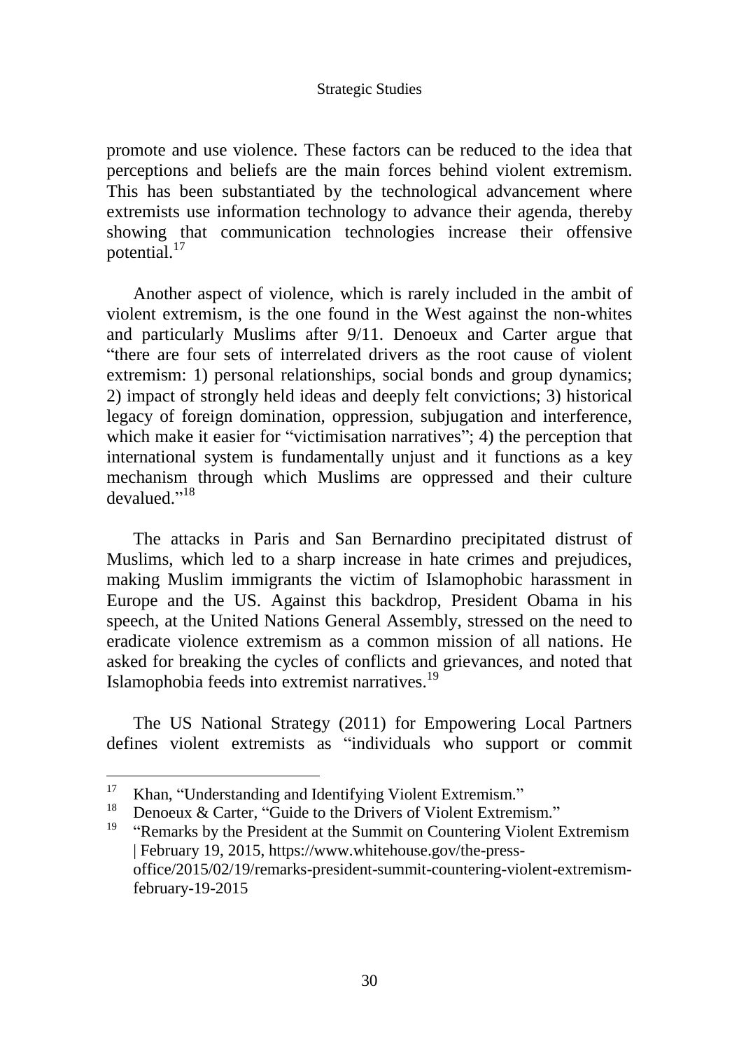promote and use violence. These factors can be reduced to the idea that perceptions and beliefs are the main forces behind violent extremism. This has been substantiated by the technological advancement where extremists use information technology to advance their agenda, thereby showing that communication technologies increase their offensive potential.[17]

Another aspect of violence, which is rarely included in the ambit of violent extremism, is the one found in the West against the non-whites and particularly Muslims after 9/11. Denoeux and Carter argue that "there are four sets of interrelated drivers as the root cause of violent extremism: 1) personal relationships, social bonds and group dynamics; 2) impact of strongly held ideas and deeply felt convictions; 3) historical legacy of foreign domination, oppression, subjugation and interference, which make it easier for "victimisation narratives"; 4) the perception that international system is fundamentally unjust and it functions as a key mechanism through which Muslims are oppressed and their culture devalued."[18]

The attacks in Paris and San Bernardino precipitated distrust of Muslims, which led to a sharp increase in hate crimes and prejudices, making Muslim immigrants the victim of Islamophobic harassment in Europe and the US. Against this backdrop, President Obama in his speech, at the United Nations General Assembly, stressed on the need to eradicate violence extremism as a common mission of all nations. He asked for breaking the cycles of conflicts and grievances, and noted that Islamophobia feeds into extremist narratives.[19]

The US National Strategy (2011) for Empowering Local Partners defines violent extremists as "individuals who support or commit

---

[17] Khan, "Understanding and Identifying Violent Extremism."

[18] Denoeux & Carter, "Guide to the Drivers of Violent Extremism."

[19] "Remarks by the President at the Summit on Countering Violent Extremism | February 19, 2015, https://www.whitehouse.gov/the-press-office/2015/02/19/remarks-president-summit-countering-violent-extremism-february-19-2015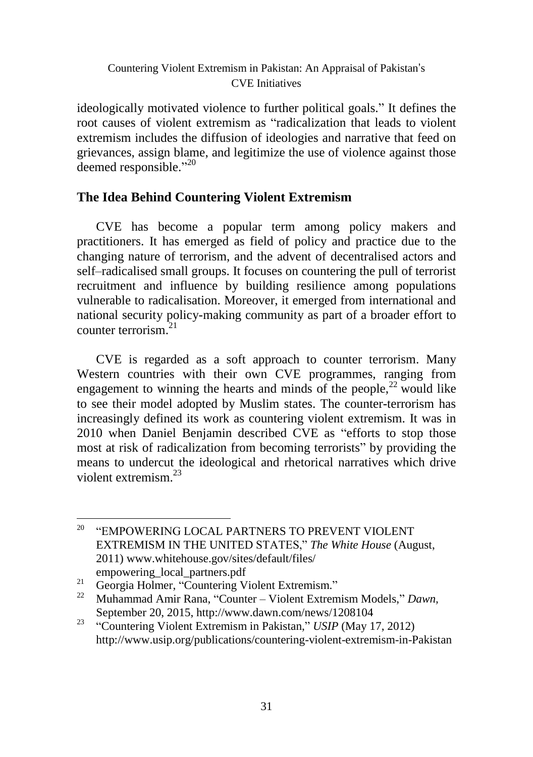ideologically motivated violence to further political goals." It defines the root causes of violent extremism as "radicalization that leads to violent extremism includes the diffusion of ideologies and narrative that feed on grievances, assign blame, and legitimize the use of violence against those deemed responsible."[20]

## The Idea Behind Countering Violent Extremism

CVE has become a popular term among policy makers and practitioners. It has emerged as field of policy and practice due to the changing nature of terrorism, and the advent of decentralised actors and self–radicalised small groups. It focuses on countering the pull of terrorist recruitment and influence by building resilience among populations vulnerable to radicalisation. Moreover, it emerged from international and national security policy-making community as part of a broader effort to counter terrorism.[21]

CVE is regarded as a soft approach to counter terrorism. Many Western countries with their own CVE programmes, ranging from engagement to winning the hearts and minds of the people,[22] would like to see their model adopted by Muslim states. The counter-terrorism has increasingly defined its work as countering violent extremism. It was in 2010 when Daniel Benjamin described CVE as "efforts to stop those most at risk of radicalization from becoming terrorists" by providing the means to undercut the ideological and rhetorical narratives which drive violent extremism.[23]

---

[20] "EMPOWERING LOCAL PARTNERS TO PREVENT VIOLENT EXTREMISM IN THE UNITED STATES," *The White House* (August, 2011) www.whitehouse.gov/sites/default/files/ empowering_local_partners.pdf

[21] Georgia Holmer, "Countering Violent Extremism."

[22] Muhammad Amir Rana, "Counter – Violent Extremism Models," *Dawn*, September 20, 2015, http://www.dawn.com/news/1208104

[23] "Countering Violent Extremism in Pakistan," *USIP* (May 17, 2012) http://www.usip.org/publications/countering-violent-extremism-in-Pakistan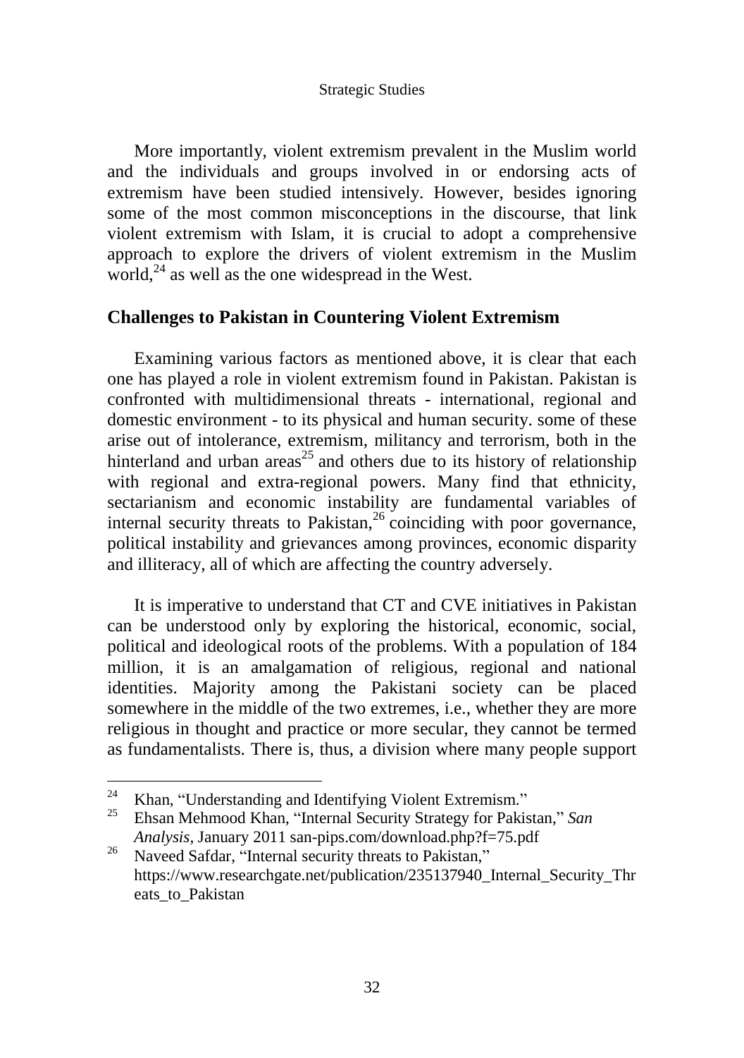More importantly, violent extremism prevalent in the Muslim world and the individuals and groups involved in or endorsing acts of extremism have been studied intensively. However, besides ignoring some of the most common misconceptions in the discourse, that link violent extremism with Islam, it is crucial to adopt a comprehensive approach to explore the drivers of violent extremism in the Muslim world,[24] as well as the one widespread in the West.

## Challenges to Pakistan in Countering Violent Extremism

Examining various factors as mentioned above, it is clear that each one has played a role in violent extremism found in Pakistan. Pakistan is confronted with multidimensional threats - international, regional and domestic environment - to its physical and human security. some of these arise out of intolerance, extremism, militancy and terrorism, both in the hinterland and urban areas[25] and others due to its history of relationship with regional and extra-regional powers. Many find that ethnicity, sectarianism and economic instability are fundamental variables of internal security threats to Pakistan,[26] coinciding with poor governance, political instability and grievances among provinces, economic disparity and illiteracy, all of which are affecting the country adversely.

It is imperative to understand that CT and CVE initiatives in Pakistan can be understood only by exploring the historical, economic, social, political and ideological roots of the problems. With a population of 184 million, it is an amalgamation of religious, regional and national identities. Majority among the Pakistani society can be placed somewhere in the middle of the two extremes, i.e., whether they are more religious in thought and practice or more secular, they cannot be termed as fundamentalists. There is, thus, a division where many people support

---

[24] Khan, "Understanding and Identifying Violent Extremism."

[25] Ehsan Mehmood Khan, "Internal Security Strategy for Pakistan," *San Analysis*, January 2011 san-pips.com/download.php?f=75.pdf

[26] Naveed Safdar, "Internal security threats to Pakistan," https://www.researchgate.net/publication/235137940_Internal_Security_Threats_to_Pakistan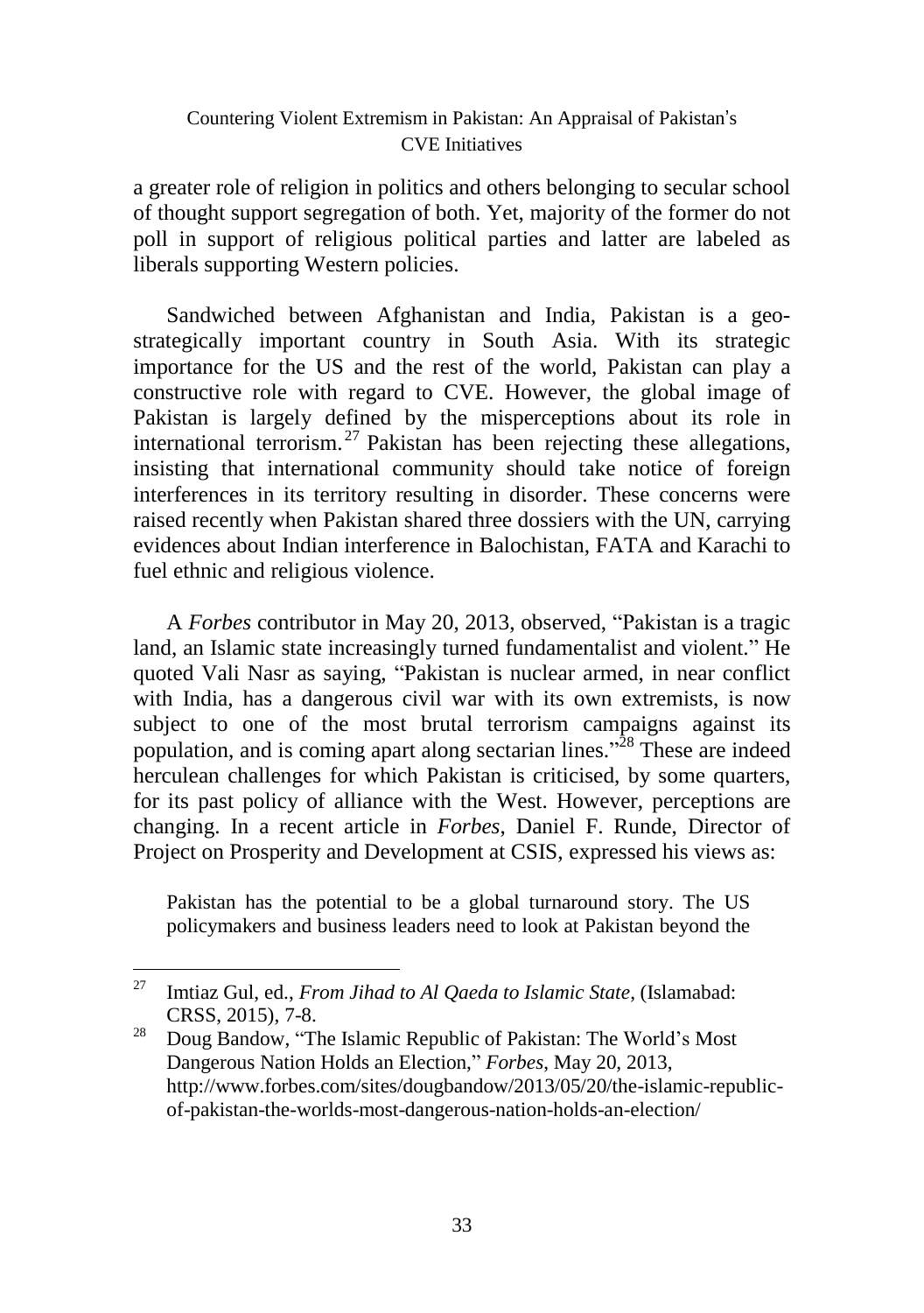a greater role of religion in politics and others belonging to secular school of thought support segregation of both. Yet, majority of the former do not poll in support of religious political parties and latter are labeled as liberals supporting Western policies.

Sandwiched between Afghanistan and India, Pakistan is a geo-strategically important country in South Asia. With its strategic importance for the US and the rest of the world, Pakistan can play a constructive role with regard to CVE. However, the global image of Pakistan is largely defined by the misperceptions about its role in international terrorism.[27] Pakistan has been rejecting these allegations, insisting that international community should take notice of foreign interferences in its territory resulting in disorder. These concerns were raised recently when Pakistan shared three dossiers with the UN, carrying evidences about Indian interference in Balochistan, FATA and Karachi to fuel ethnic and religious violence.

A *Forbes* contributor in May 20, 2013, observed, "Pakistan is a tragic land, an Islamic state increasingly turned fundamentalist and violent." He quoted Vali Nasr as saying, "Pakistan is nuclear armed, in near conflict with India, has a dangerous civil war with its own extremists, is now subject to one of the most brutal terrorism campaigns against its population, and is coming apart along sectarian lines."[28] These are indeed herculean challenges for which Pakistan is criticised, by some quarters, for its past policy of alliance with the West. However, perceptions are changing. In a recent article in *Forbes*, Daniel F. Runde, Director of Project on Prosperity and Development at CSIS, expressed his views as:

> Pakistan has the potential to be a global turnaround story. The US policymakers and business leaders need to look at Pakistan beyond the

---

[27] Imtiaz Gul, ed., *From Jihad to Al Qaeda to Islamic State*, (Islamabad: CRSS, 2015), 7-8.

[28] Doug Bandow, "The Islamic Republic of Pakistan: The World's Most Dangerous Nation Holds an Election," *Forbes*, May 20, 2013, http://www.forbes.com/sites/dougbandow/2013/05/20/the-islamic-republic-of-pakistan-the-worlds-most-dangerous-nation-holds-an-election/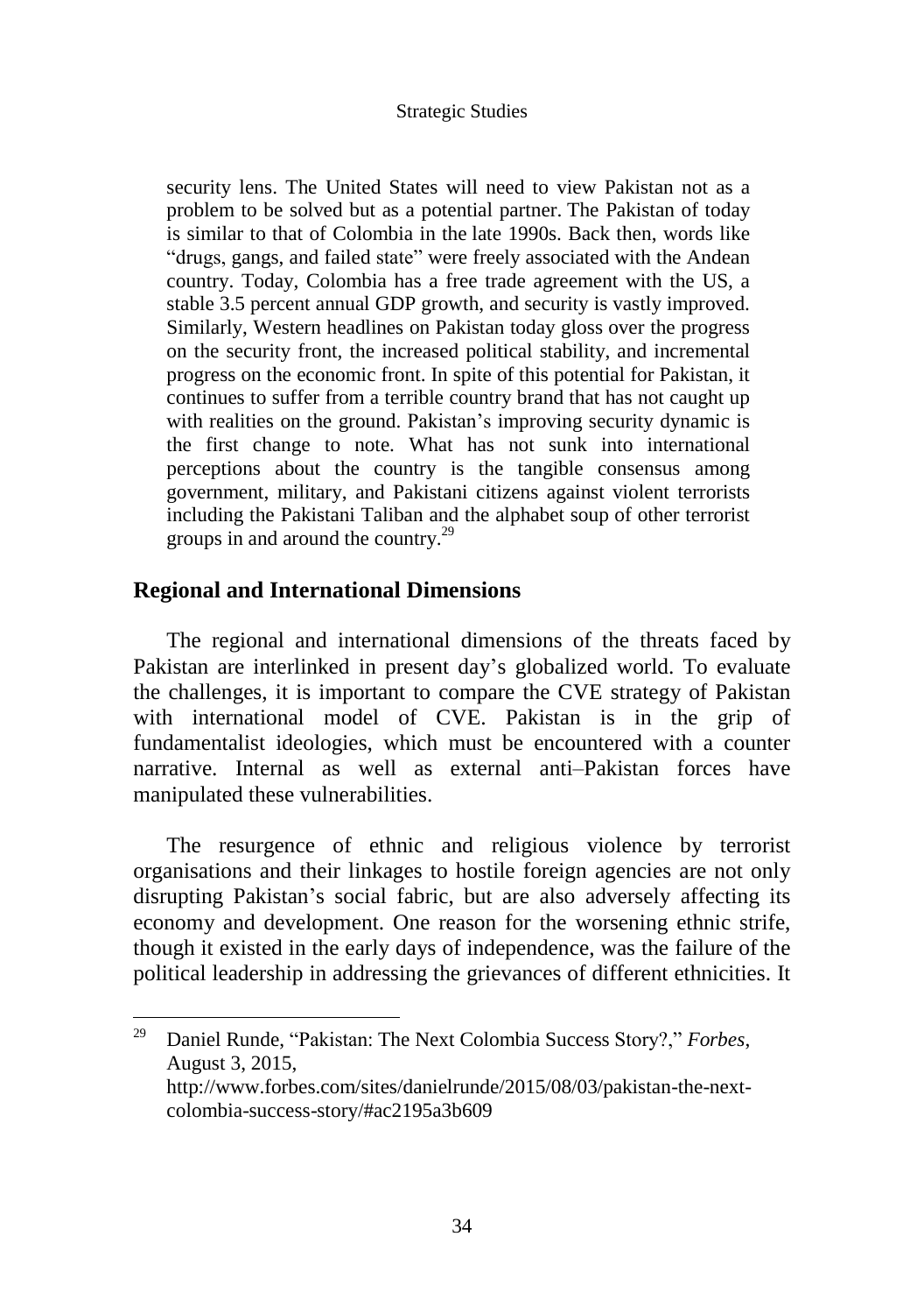security lens. The United States will need to view Pakistan not as a problem to be solved but as a potential partner. The Pakistan of today is similar to that of Colombia in the late 1990s. Back then, words like "drugs, gangs, and failed state" were freely associated with the Andean country. Today, Colombia has a free trade agreement with the US, a stable 3.5 percent annual GDP growth, and security is vastly improved. Similarly, Western headlines on Pakistan today gloss over the progress on the security front, the increased political stability, and incremental progress on the economic front. In spite of this potential for Pakistan, it continues to suffer from a terrible country brand that has not caught up with realities on the ground. Pakistan's improving security dynamic is the first change to note. What has not sunk into international perceptions about the country is the tangible consensus among government, military, and Pakistani citizens against violent terrorists including the Pakistani Taliban and the alphabet soup of other terrorist groups in and around the country.[29]

## Regional and International Dimensions

The regional and international dimensions of the threats faced by Pakistan are interlinked in present day's globalized world. To evaluate the challenges, it is important to compare the CVE strategy of Pakistan with international model of CVE. Pakistan is in the grip of fundamentalist ideologies, which must be encountered with a counter narrative. Internal as well as external anti–Pakistan forces have manipulated these vulnerabilities.

The resurgence of ethnic and religious violence by terrorist organisations and their linkages to hostile foreign agencies are not only disrupting Pakistan's social fabric, but are also adversely affecting its economy and development. One reason for the worsening ethnic strife, though it existed in the early days of independence, was the failure of the political leadership in addressing the grievances of different ethnicities. It

---

[29] Daniel Runde, "Pakistan: The Next Colombia Success Story?," *Forbes*, August 3, 2015, http://www.forbes.com/sites/danielrunde/2015/08/03/pakistan-the-next-colombia-success-story/#ac2195a3b609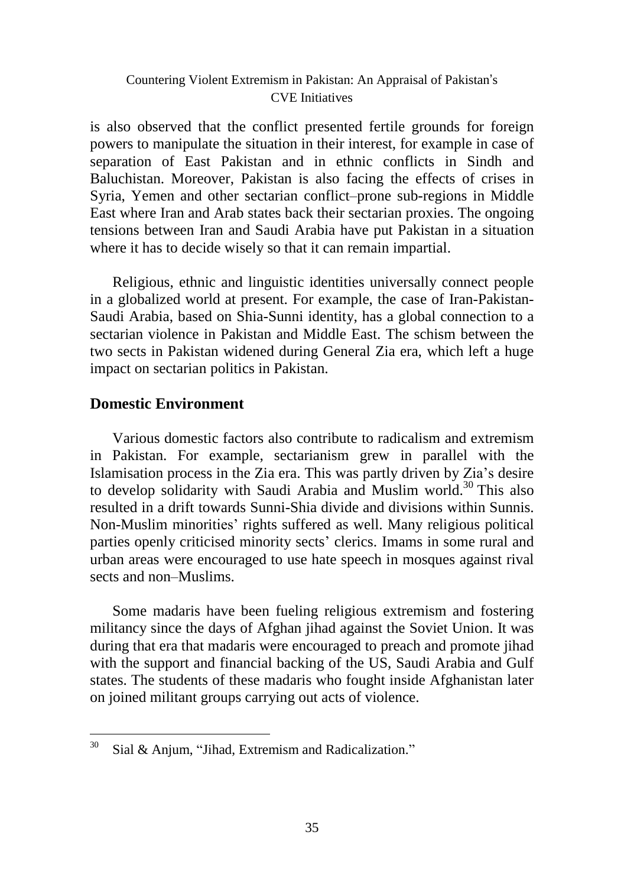is also observed that the conflict presented fertile grounds for foreign powers to manipulate the situation in their interest, for example in case of separation of East Pakistan and in ethnic conflicts in Sindh and Baluchistan. Moreover, Pakistan is also facing the effects of crises in Syria, Yemen and other sectarian conflict–prone sub-regions in Middle East where Iran and Arab states back their sectarian proxies. The ongoing tensions between Iran and Saudi Arabia have put Pakistan in a situation where it has to decide wisely so that it can remain impartial.

Religious, ethnic and linguistic identities universally connect people in a globalized world at present. For example, the case of Iran-Pakistan-Saudi Arabia, based on Shia-Sunni identity, has a global connection to a sectarian violence in Pakistan and Middle East. The schism between the two sects in Pakistan widened during General Zia era, which left a huge impact on sectarian politics in Pakistan.

## Domestic Environment

Various domestic factors also contribute to radicalism and extremism in Pakistan. For example, sectarianism grew in parallel with the Islamisation process in the Zia era. This was partly driven by Zia's desire to develop solidarity with Saudi Arabia and Muslim world.[30] This also resulted in a drift towards Sunni-Shia divide and divisions within Sunnis. Non-Muslim minorities' rights suffered as well. Many religious political parties openly criticised minority sects' clerics. Imams in some rural and urban areas were encouraged to use hate speech in mosques against rival sects and non–Muslims.

Some madaris have been fueling religious extremism and fostering militancy since the days of Afghan jihad against the Soviet Union. It was during that era that madaris were encouraged to preach and promote jihad with the support and financial backing of the US, Saudi Arabia and Gulf states. The students of these madaris who fought inside Afghanistan later on joined militant groups carrying out acts of violence.

---

[30] Sial & Anjum, "Jihad, Extremism and Radicalization."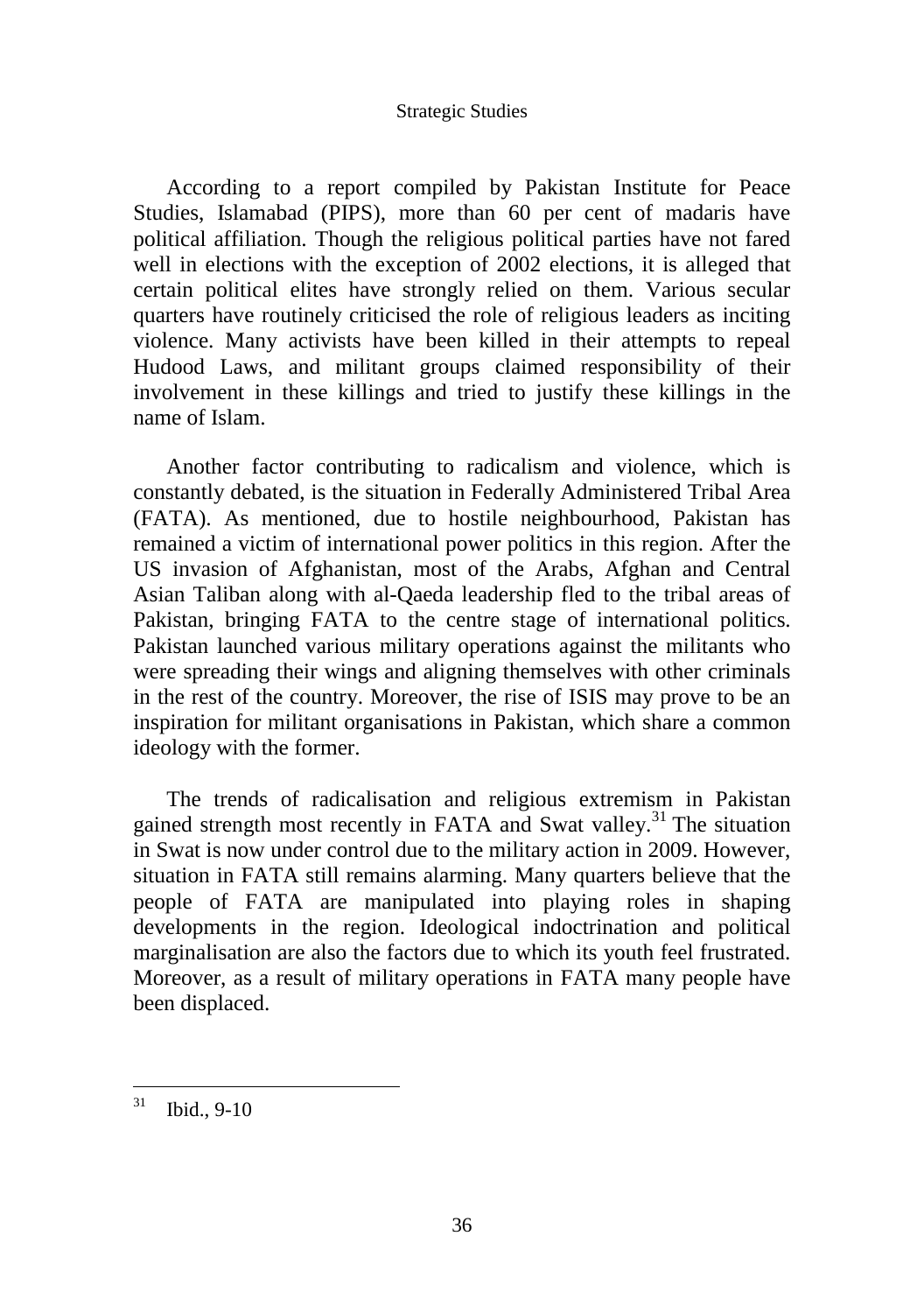According to a report compiled by Pakistan Institute for Peace Studies, Islamabad (PIPS), more than 60 per cent of madaris have political affiliation. Though the religious political parties have not fared well in elections with the exception of 2002 elections, it is alleged that certain political elites have strongly relied on them. Various secular quarters have routinely criticised the role of religious leaders as inciting violence. Many activists have been killed in their attempts to repeal Hudood Laws, and militant groups claimed responsibility of their involvement in these killings and tried to justify these killings in the name of Islam.

Another factor contributing to radicalism and violence, which is constantly debated, is the situation in Federally Administered Tribal Area (FATA). As mentioned, due to hostile neighbourhood, Pakistan has remained a victim of international power politics in this region. After the US invasion of Afghanistan, most of the Arabs, Afghan and Central Asian Taliban along with al-Qaeda leadership fled to the tribal areas of Pakistan, bringing FATA to the centre stage of international politics. Pakistan launched various military operations against the militants who were spreading their wings and aligning themselves with other criminals in the rest of the country. Moreover, the rise of ISIS may prove to be an inspiration for militant organisations in Pakistan, which share a common ideology with the former.

The trends of radicalisation and religious extremism in Pakistan gained strength most recently in FATA and Swat valley.[31] The situation in Swat is now under control due to the military action in 2009. However, situation in FATA still remains alarming. Many quarters believe that the people of FATA are manipulated into playing roles in shaping developments in the region. Ideological indoctrination and political marginalisation are also the factors due to which its youth feel frustrated. Moreover, as a result of military operations in FATA many people have been displaced.

---

[31] Ibid., 9-10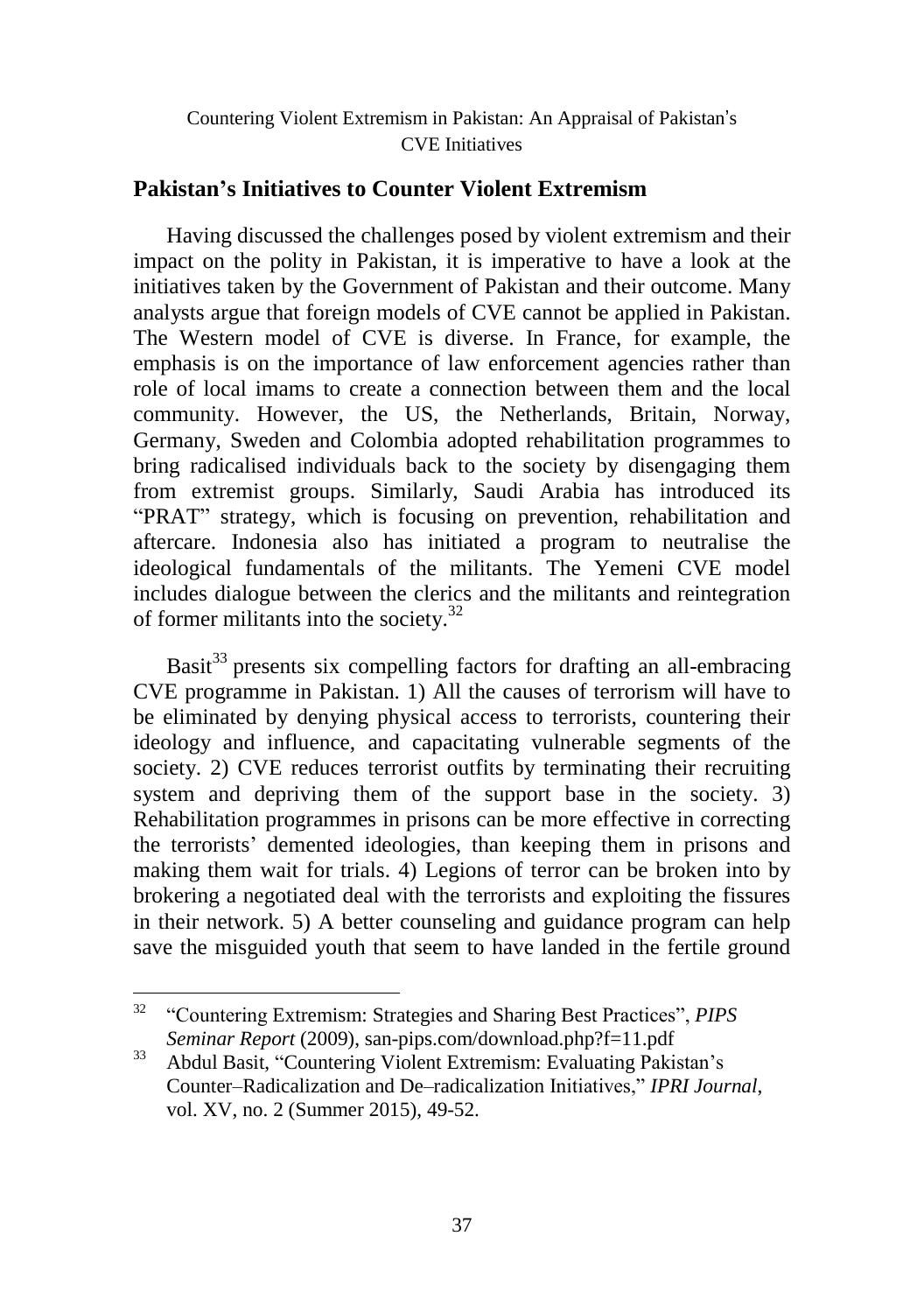## Pakistan's Initiatives to Counter Violent Extremism

Having discussed the challenges posed by violent extremism and their impact on the polity in Pakistan, it is imperative to have a look at the initiatives taken by the Government of Pakistan and their outcome. Many analysts argue that foreign models of CVE cannot be applied in Pakistan. The Western model of CVE is diverse. In France, for example, the emphasis is on the importance of law enforcement agencies rather than role of local imams to create a connection between them and the local community. However, the US, the Netherlands, Britain, Norway, Germany, Sweden and Colombia adopted rehabilitation programmes to bring radicalised individuals back to the society by disengaging them from extremist groups. Similarly, Saudi Arabia has introduced its "PRAT" strategy, which is focusing on prevention, rehabilitation and aftercare. Indonesia also has initiated a program to neutralise the ideological fundamentals of the militants. The Yemeni CVE model includes dialogue between the clerics and the militants and reintegration of former militants into the society.[32]

Basit[33] presents six compelling factors for drafting an all-embracing CVE programme in Pakistan. 1) All the causes of terrorism will have to be eliminated by denying physical access to terrorists, countering their ideology and influence, and capacitating vulnerable segments of the society. 2) CVE reduces terrorist outfits by terminating their recruiting system and depriving them of the support base in the society. 3) Rehabilitation programmes in prisons can be more effective in correcting the terrorists' demented ideologies, than keeping them in prisons and making them wait for trials. 4) Legions of terror can be broken into by brokering a negotiated deal with the terrorists and exploiting the fissures in their network. 5) A better counseling and guidance program can help save the misguided youth that seem to have landed in the fertile ground

---

[32] "Countering Extremism: Strategies and Sharing Best Practices", *PIPS Seminar Report* (2009), san-pips.com/download.php?f=11.pdf

[33] Abdul Basit, "Countering Violent Extremism: Evaluating Pakistan's Counter–Radicalization and De–radicalization Initiatives," *IPRI Journal*, vol. XV, no. 2 (Summer 2015), 49-52.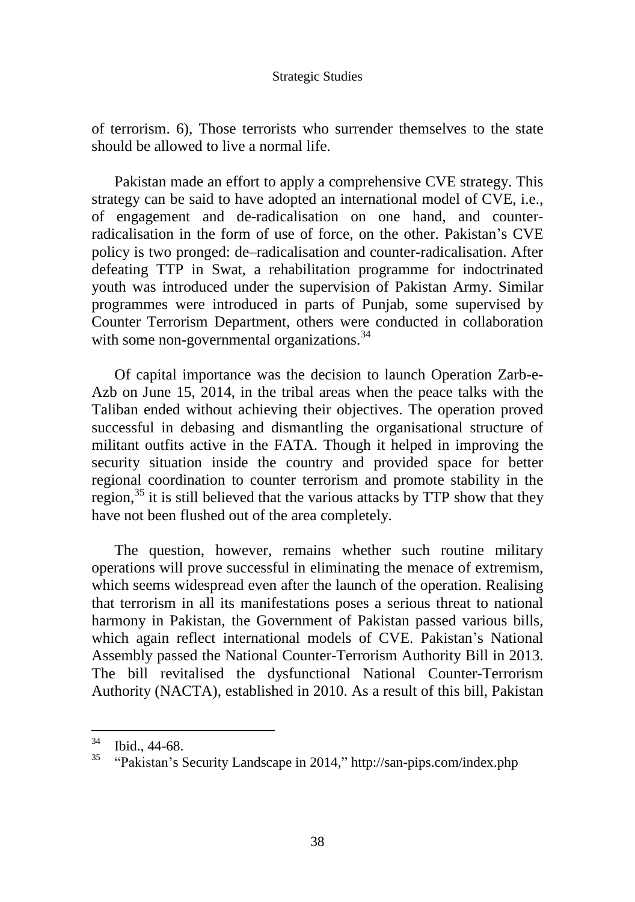of terrorism. 6), Those terrorists who surrender themselves to the state should be allowed to live a normal life.

Pakistan made an effort to apply a comprehensive CVE strategy. This strategy can be said to have adopted an international model of CVE, i.e., of engagement and de-radicalisation on one hand, and counter-radicalisation in the form of use of force, on the other. Pakistan's CVE policy is two pronged: de–radicalisation and counter-radicalisation. After defeating TTP in Swat, a rehabilitation programme for indoctrinated youth was introduced under the supervision of Pakistan Army. Similar programmes were introduced in parts of Punjab, some supervised by Counter Terrorism Department, others were conducted in collaboration with some non-governmental organizations.[34]

Of capital importance was the decision to launch Operation Zarb-e-Azb on June 15, 2014, in the tribal areas when the peace talks with the Taliban ended without achieving their objectives. The operation proved successful in debasing and dismantling the organisational structure of militant outfits active in the FATA. Though it helped in improving the security situation inside the country and provided space for better regional coordination to counter terrorism and promote stability in the region,[35] it is still believed that the various attacks by TTP show that they have not been flushed out of the area completely.

The question, however, remains whether such routine military operations will prove successful in eliminating the menace of extremism, which seems widespread even after the launch of the operation. Realising that terrorism in all its manifestations poses a serious threat to national harmony in Pakistan, the Government of Pakistan passed various bills, which again reflect international models of CVE. Pakistan's National Assembly passed the National Counter-Terrorism Authority Bill in 2013. The bill revitalised the dysfunctional National Counter-Terrorism Authority (NACTA), established in 2010. As a result of this bill, Pakistan

---

[34] Ibid., 44-68.

[35] "Pakistan's Security Landscape in 2014," http://san-pips.com/index.php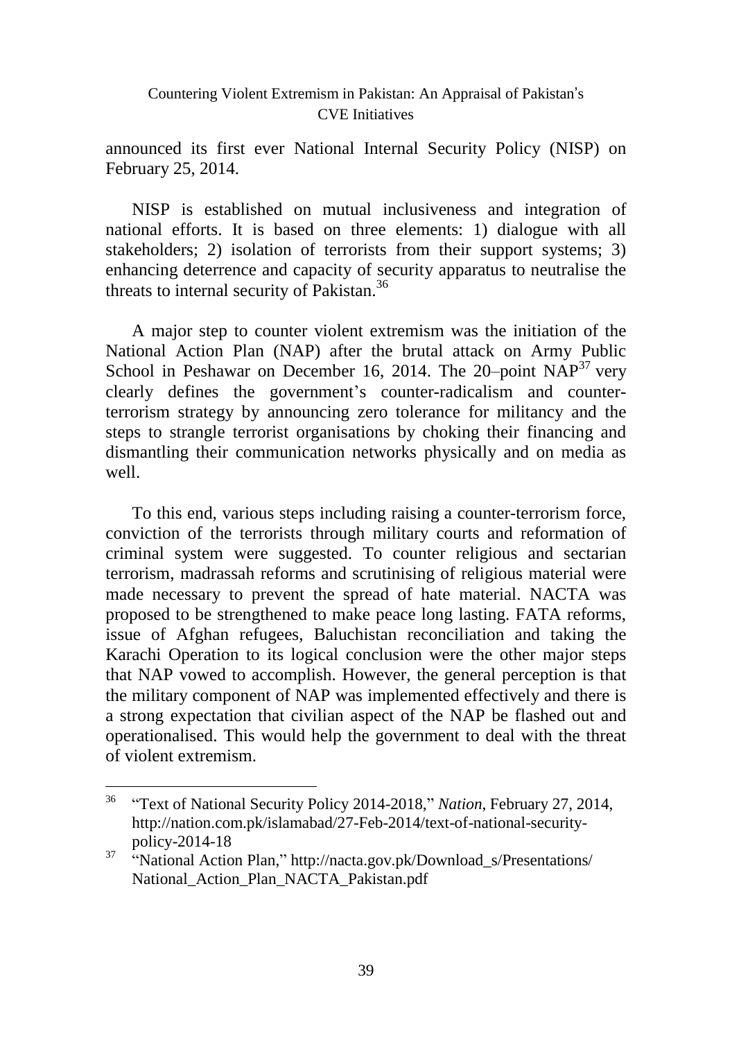announced its first ever National Internal Security Policy (NISP) on February 25, 2014.

NISP is established on mutual inclusiveness and integration of national efforts. It is based on three elements: 1) dialogue with all stakeholders; 2) isolation of terrorists from their support systems; 3) enhancing deterrence and capacity of security apparatus to neutralise the threats to internal security of Pakistan.[36]

A major step to counter violent extremism was the initiation of the National Action Plan (NAP) after the brutal attack on Army Public School in Peshawar on December 16, 2014. The 20–point NAP[37] very clearly defines the government's counter-radicalism and counter-terrorism strategy by announcing zero tolerance for militancy and the steps to strangle terrorist organisations by choking their financing and dismantling their communication networks physically and on media as well.

To this end, various steps including raising a counter-terrorism force, conviction of the terrorists through military courts and reformation of criminal system were suggested. To counter religious and sectarian terrorism, madrassah reforms and scrutinising of religious material were made necessary to prevent the spread of hate material. NACTA was proposed to be strengthened to make peace long lasting. FATA reforms, issue of Afghan refugees, Baluchistan reconciliation and taking the Karachi Operation to its logical conclusion were the other major steps that NAP vowed to accomplish. However, the general perception is that the military component of NAP was implemented effectively and there is a strong expectation that civilian aspect of the NAP be flashed out and operationalised. This would help the government to deal with the threat of violent extremism.

---

[36] "Text of National Security Policy 2014-2018," *Nation*, February 27, 2014, http://nation.com.pk/islamabad/27-Feb-2014/text-of-national-security-policy-2014-18

[37] "National Action Plan," http://nacta.gov.pk/Download_s/Presentations/National_Action_Plan_NACTA_Pakistan.pdf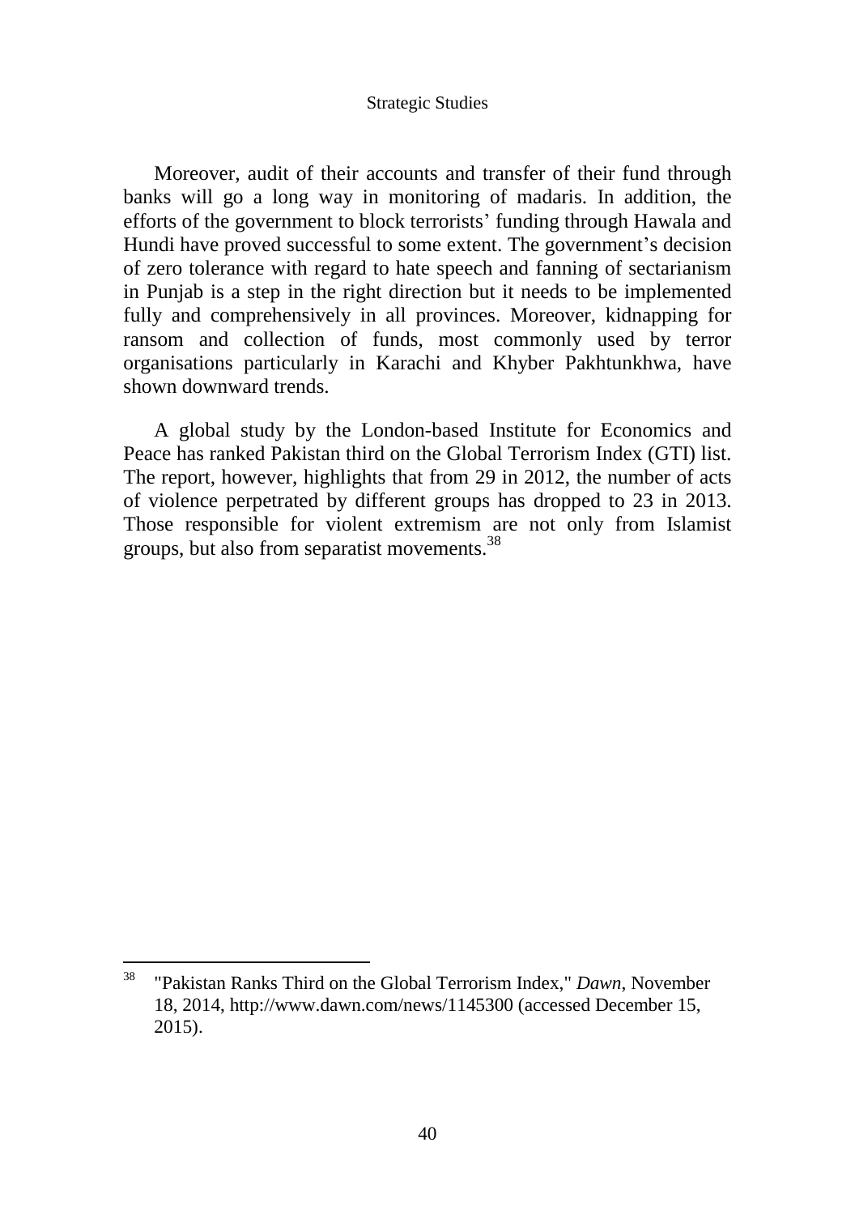Moreover, audit of their accounts and transfer of their fund through banks will go a long way in monitoring of madaris. In addition, the efforts of the government to block terrorists' funding through Hawala and Hundi have proved successful to some extent. The government's decision of zero tolerance with regard to hate speech and fanning of sectarianism in Punjab is a step in the right direction but it needs to be implemented fully and comprehensively in all provinces. Moreover, kidnapping for ransom and collection of funds, most commonly used by terror organisations particularly in Karachi and Khyber Pakhtunkhwa, have shown downward trends.

A global study by the London-based Institute for Economics and Peace has ranked Pakistan third on the Global Terrorism Index (GTI) list. The report, however, highlights that from 29 in 2012, the number of acts of violence perpetrated by different groups has dropped to 23 in 2013. Those responsible for violent extremism are not only from Islamist groups, but also from separatist movements.[38]

---

[38] "Pakistan Ranks Third on the Global Terrorism Index," *Dawn*, November 18, 2014, http://www.dawn.com/news/1145300 (accessed December 15, 2015).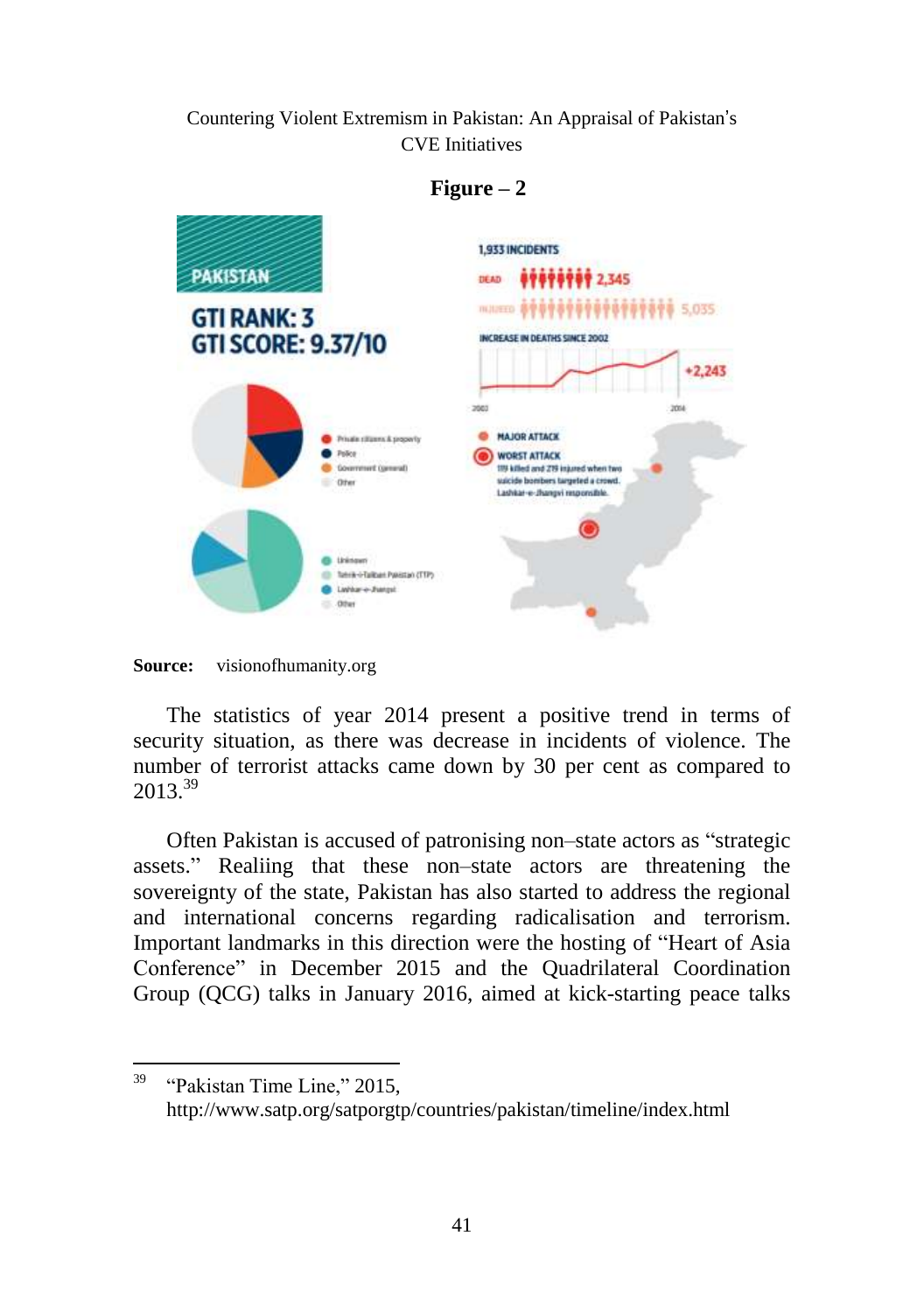**Figure – 2**

**Source:** visionofhumanity.org

The statistics of year 2014 present a positive trend in terms of security situation, as there was decrease in incidents of violence. The number of terrorist attacks came down by 30 per cent as compared to 2013.[39]

Often Pakistan is accused of patronising non–state actors as "strategic assets." Realiing that these non–state actors are threatening the sovereignty of the state, Pakistan has also started to address the regional and international concerns regarding radicalisation and terrorism. Important landmarks in this direction were the hosting of "Heart of Asia Conference" in December 2015 and the Quadrilateral Coordination Group (QCG) talks in January 2016, aimed at kick-starting peace talks

---

[39] "Pakistan Time Line," 2015, http://www.satp.org/satporgtp/countries/pakistan/timeline/index.html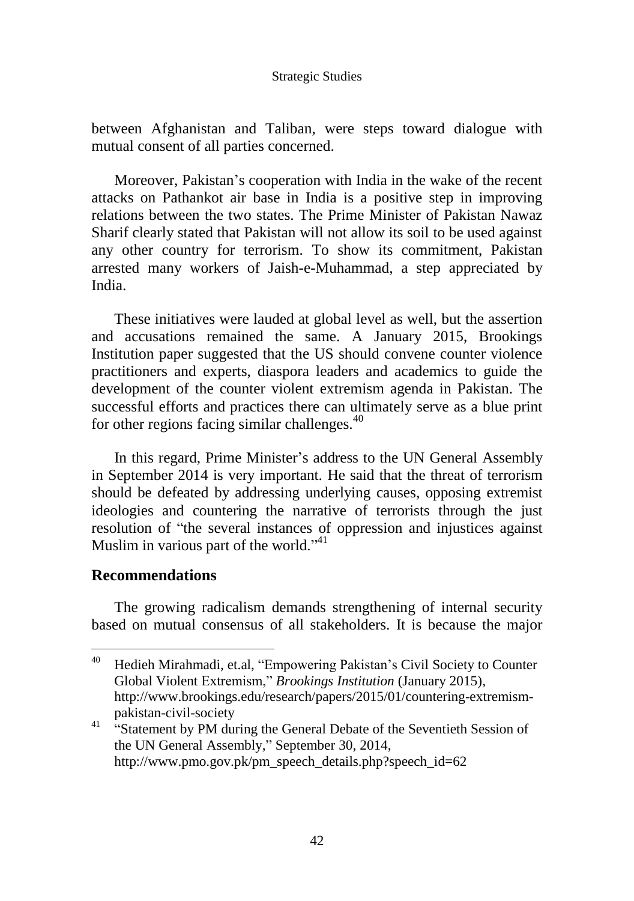between Afghanistan and Taliban, were steps toward dialogue with mutual consent of all parties concerned.

Moreover, Pakistan's cooperation with India in the wake of the recent attacks on Pathankot air base in India is a positive step in improving relations between the two states. The Prime Minister of Pakistan Nawaz Sharif clearly stated that Pakistan will not allow its soil to be used against any other country for terrorism. To show its commitment, Pakistan arrested many workers of Jaish-e-Muhammad, a step appreciated by India.

These initiatives were lauded at global level as well, but the assertion and accusations remained the same. A January 2015, Brookings Institution paper suggested that the US should convene counter violence practitioners and experts, diaspora leaders and academics to guide the development of the counter violent extremism agenda in Pakistan. The successful efforts and practices there can ultimately serve as a blue print for other regions facing similar challenges.[40]

In this regard, Prime Minister's address to the UN General Assembly in September 2014 is very important. He said that the threat of terrorism should be defeated by addressing underlying causes, opposing extremist ideologies and countering the narrative of terrorists through the just resolution of "the several instances of oppression and injustices against Muslim in various part of the world."[41]

## Recommendations

The growing radicalism demands strengthening of internal security based on mutual consensus of all stakeholders. It is because the major

---

[40] Hedieh Mirahmadi, et.al, "Empowering Pakistan's Civil Society to Counter Global Violent Extremism," *Brookings Institution* (January 2015), http://www.brookings.edu/research/papers/2015/01/countering-extremism-pakistan-civil-society

[41] "Statement by PM during the General Debate of the Seventieth Session of the UN General Assembly," September 30, 2014, http://www.pmo.gov.pk/pm_speech_details.php?speech_id=62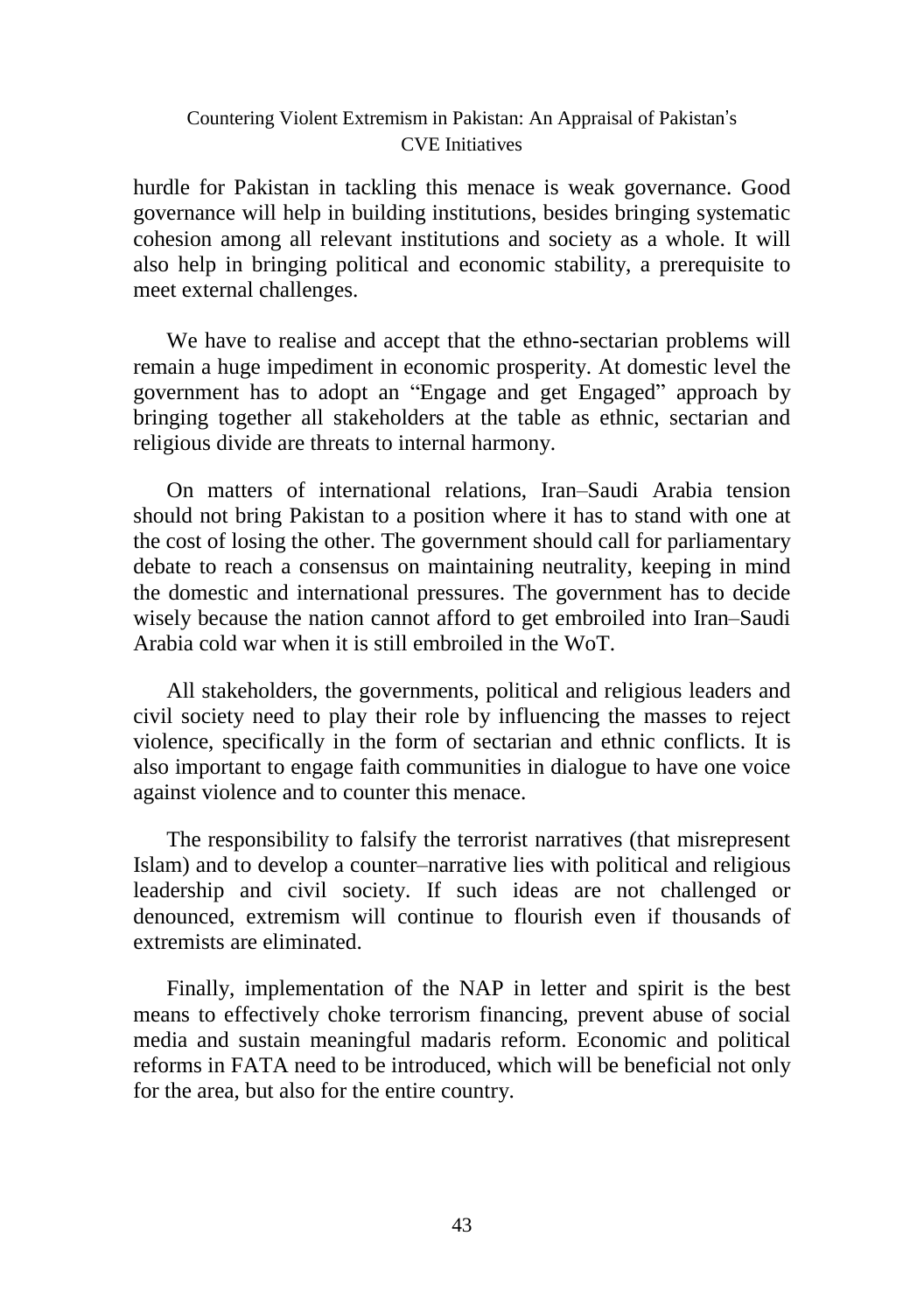hurdle for Pakistan in tackling this menace is weak governance. Good governance will help in building institutions, besides bringing systematic cohesion among all relevant institutions and society as a whole. It will also help in bringing political and economic stability, a prerequisite to meet external challenges.

We have to realise and accept that the ethno-sectarian problems will remain a huge impediment in economic prosperity. At domestic level the government has to adopt an "Engage and get Engaged" approach by bringing together all stakeholders at the table as ethnic, sectarian and religious divide are threats to internal harmony.

On matters of international relations, Iran–Saudi Arabia tension should not bring Pakistan to a position where it has to stand with one at the cost of losing the other. The government should call for parliamentary debate to reach a consensus on maintaining neutrality, keeping in mind the domestic and international pressures. The government has to decide wisely because the nation cannot afford to get embroiled into Iran–Saudi Arabia cold war when it is still embroiled in the WoT.

All stakeholders, the governments, political and religious leaders and civil society need to play their role by influencing the masses to reject violence, specifically in the form of sectarian and ethnic conflicts. It is also important to engage faith communities in dialogue to have one voice against violence and to counter this menace.

The responsibility to falsify the terrorist narratives (that misrepresent Islam) and to develop a counter–narrative lies with political and religious leadership and civil society. If such ideas are not challenged or denounced, extremism will continue to flourish even if thousands of extremists are eliminated.

Finally, implementation of the NAP in letter and spirit is the best means to effectively choke terrorism financing, prevent abuse of social media and sustain meaningful madaris reform. Economic and political reforms in FATA need to be introduced, which will be beneficial not only for the area, but also for the entire country.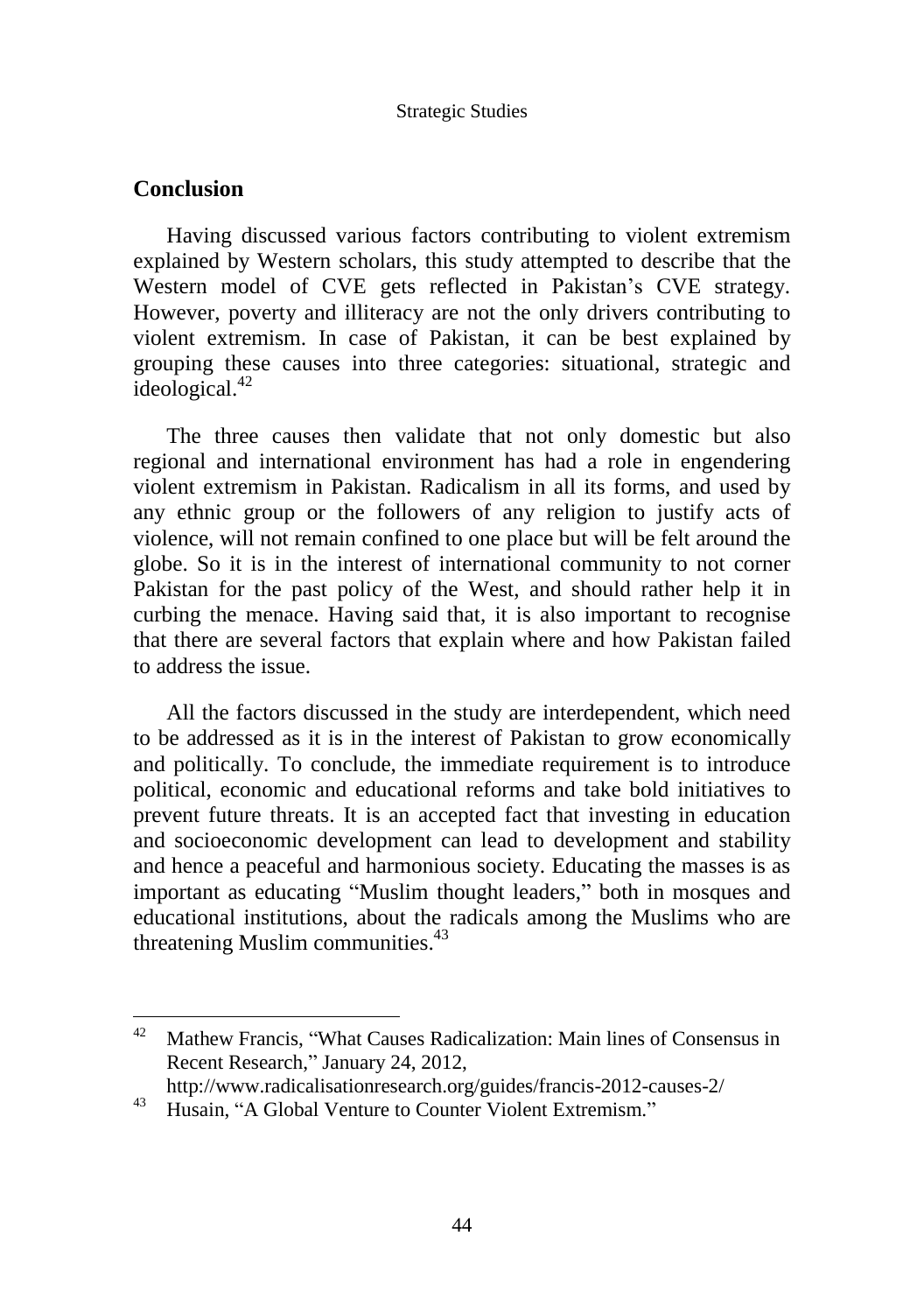## Conclusion

Having discussed various factors contributing to violent extremism explained by Western scholars, this study attempted to describe that the Western model of CVE gets reflected in Pakistan's CVE strategy. However, poverty and illiteracy are not the only drivers contributing to violent extremism. In case of Pakistan, it can be best explained by grouping these causes into three categories: situational, strategic and ideological.[42]

The three causes then validate that not only domestic but also regional and international environment has had a role in engendering violent extremism in Pakistan. Radicalism in all its forms, and used by any ethnic group or the followers of any religion to justify acts of violence, will not remain confined to one place but will be felt around the globe. So it is in the interest of international community to not corner Pakistan for the past policy of the West, and should rather help it in curbing the menace. Having said that, it is also important to recognise that there are several factors that explain where and how Pakistan failed to address the issue.

All the factors discussed in the study are interdependent, which need to be addressed as it is in the interest of Pakistan to grow economically and politically. To conclude, the immediate requirement is to introduce political, economic and educational reforms and take bold initiatives to prevent future threats. It is an accepted fact that investing in education and socioeconomic development can lead to development and stability and hence a peaceful and harmonious society. Educating the masses is as important as educating "Muslim thought leaders," both in mosques and educational institutions, about the radicals among the Muslims who are threatening Muslim communities.[43]

---

[42] Mathew Francis, "What Causes Radicalization: Main lines of Consensus in Recent Research," January 24, 2012, http://www.radicalisationresearch.org/guides/francis-2012-causes-2/

[43] Husain, "A Global Venture to Counter Violent Extremism."